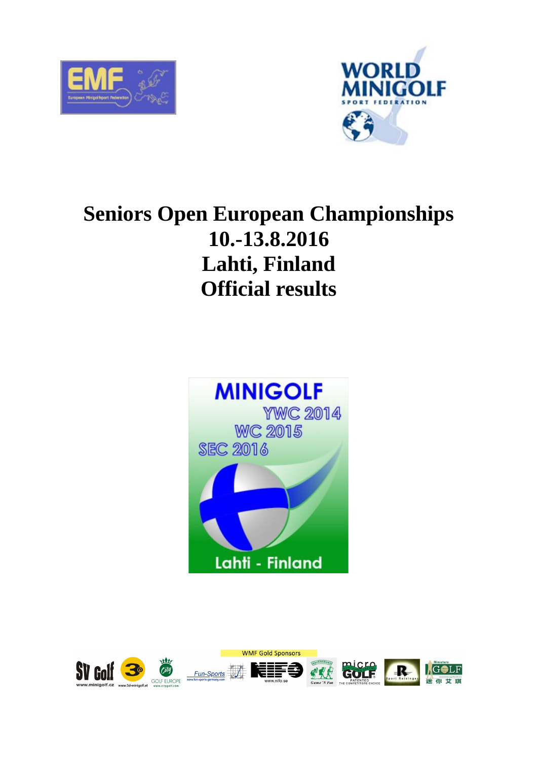# Seniors Open European Championships
# 10.-13.8.2016
# Lahti, Finland
# Official results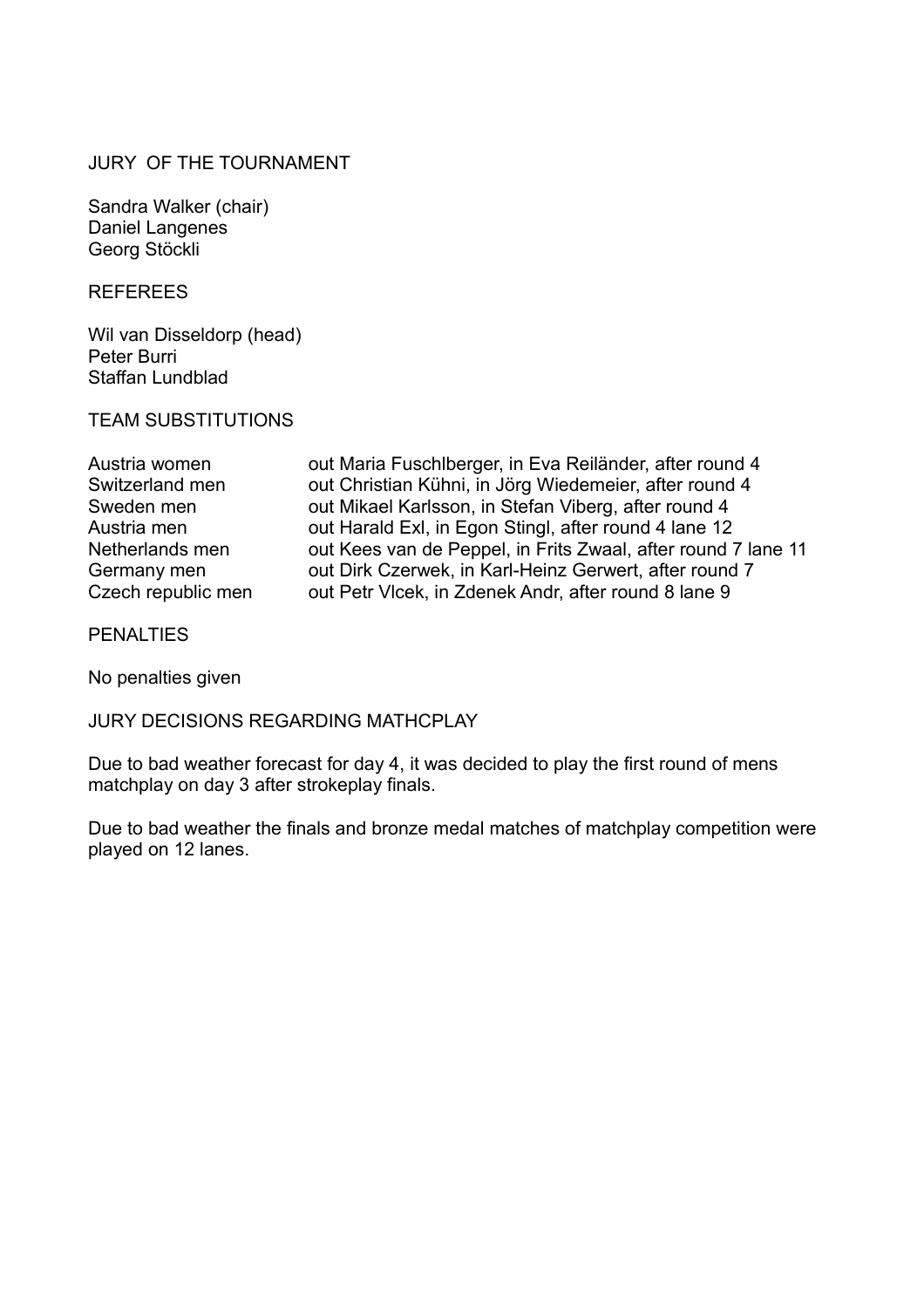## JURY OF THE TOURNAMENT

Sandra Walker (chair)
Daniel Langenes
Georg Stöckli

## REFEREES

Wil van Disseldorp (head)
Peter Burri
Staffan Lundblad

## TEAM SUBSTITUTIONS

| | |
|---|---|
| Austria women | out Maria Fuschlberger, in Eva Reiländer, after round 4 |
| Switzerland men | out Christian Kühni, in Jörg Wiedemeier, after round 4 |
| Sweden men | out Mikael Karlsson, in Stefan Viberg, after round 4 |
| Austria men | out Harald Exl, in Egon Stingl, after round 4 lane 12 |
| Netherlands men | out Kees van de Peppel, in Frits Zwaal, after round 7 lane 11 |
| Germany men | out Dirk Czerwek, in Karl-Heinz Gerwert, after round 7 |
| Czech republic men | out Petr Vlcek, in Zdenek Andr, after round 8 lane 9 |

## PENALTIES

No penalties given

## JURY DECISIONS REGARDING MATHCPLAY

Due to bad weather forecast for day 4, it was decided to play the first round of mens matchplay on day 3 after strokeplay finals.

Due to bad weather the finals and bronze medal matches of matchplay competition were played on 12 lanes.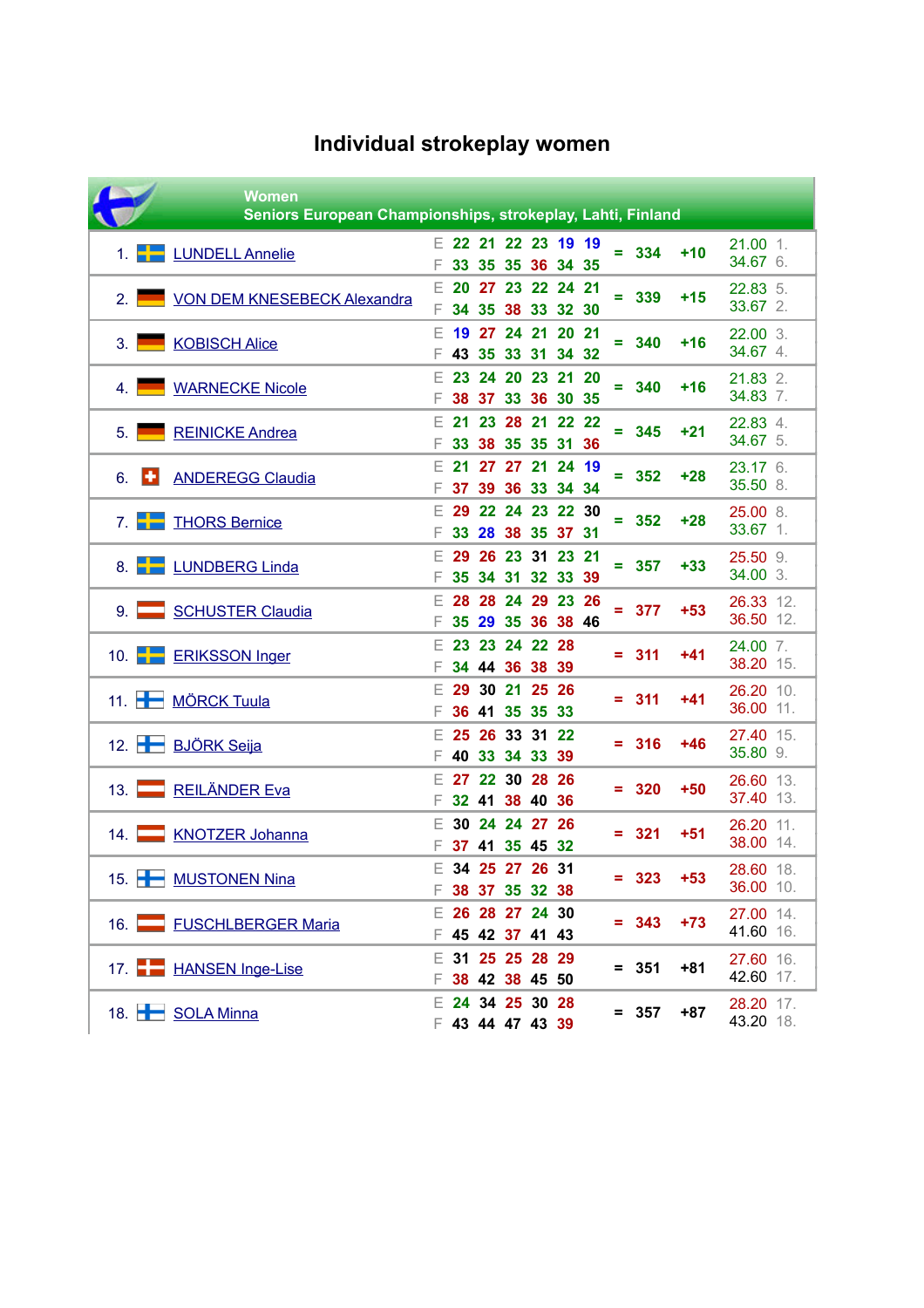# Individual strokeplay women

**Women**
**Seniors European Championships, strokeplay, Lahti, Finland**

| Pos. | Name | | R1 | R2 | R3 | R4 | R5 | R6 | | Total | +/- | Avg. | Rank |
|---|---|---|---|---|---|---|---|---|---|---|---|---|---|
| 1. | LUNDELL Annelie | E | 22 | 21 | 22 | 23 | 19 | 19 | = | 334 | +10 | 21.00 | 1. |
| | | F | 33 | 35 | 35 | 36 | 34 | 35 | | | | 34.67 | 6. |
| 2. | VON DEM KNESEBECK Alexandra | E | 20 | 27 | 23 | 22 | 24 | 21 | = | 339 | +15 | 22.83 | 5. |
| | | F | 34 | 35 | 38 | 33 | 32 | 30 | | | | 33.67 | 2. |
| 3. | KOBISCH Alice | E | 19 | 27 | 24 | 21 | 20 | 21 | = | 340 | +16 | 22.00 | 3. |
| | | F | 43 | 35 | 33 | 31 | 34 | 32 | | | | 34.67 | 4. |
| 4. | WARNECKE Nicole | E | 23 | 24 | 20 | 23 | 21 | 20 | = | 340 | +16 | 21.83 | 2. |
| | | F | 38 | 37 | 33 | 36 | 30 | 35 | | | | 34.83 | 7. |
| 5. | REINICKE Andrea | E | 21 | 23 | 28 | 21 | 22 | 22 | = | 345 | +21 | 22.83 | 4. |
| | | F | 33 | 38 | 35 | 35 | 31 | 36 | | | | 34.67 | 5. |
| 6. | ANDEREGG Claudia | E | 21 | 27 | 27 | 21 | 24 | 19 | = | 352 | +28 | 23.17 | 6. |
| | | F | 37 | 39 | 36 | 33 | 34 | 34 | | | | 35.50 | 8. |
| 7. | THORS Bernice | E | 29 | 22 | 24 | 23 | 22 | 30 | = | 352 | +28 | 25.00 | 8. |
| | | F | 33 | 28 | 38 | 35 | 37 | 31 | | | | 33.67 | 1. |
| 8. | LUNDBERG Linda | E | 29 | 26 | 23 | 31 | 23 | 21 | = | 357 | +33 | 25.50 | 9. |
| | | F | 35 | 34 | 31 | 32 | 33 | 39 | | | | 34.00 | 3. |
| 9. | SCHUSTER Claudia | E | 28 | 28 | 24 | 29 | 23 | 26 | = | 377 | +53 | 26.33 | 12. |
| | | F | 35 | 29 | 35 | 36 | 38 | 46 | | | | 36.50 | 12. |
| 10. | ERIKSSON Inger | E | 23 | 23 | 24 | 22 | 28 | | = | 311 | +41 | 24.00 | 7. |
| | | F | 34 | 44 | 36 | 38 | 39 | | | | | 38.20 | 15. |
| 11. | MÖRCK Tuula | E | 29 | 30 | 21 | 25 | 26 | | = | 311 | +41 | 26.20 | 10. |
| | | F | 36 | 41 | 35 | 35 | 33 | | | | | 36.00 | 11. |
| 12. | BJÖRK Seija | E | 25 | 26 | 33 | 31 | 22 | | = | 316 | +46 | 27.40 | 15. |
| | | F | 40 | 33 | 34 | 33 | 39 | | | | | 35.80 | 9. |
| 13. | REILÄNDER Eva | E | 27 | 22 | 30 | 28 | 26 | | = | 320 | +50 | 26.60 | 13. |
| | | F | 32 | 41 | 38 | 40 | 36 | | | | | 37.40 | 13. |
| 14. | KNOTZER Johanna | E | 30 | 24 | 24 | 27 | 26 | | = | 321 | +51 | 26.20 | 11. |
| | | F | 37 | 41 | 35 | 45 | 32 | | | | | 38.00 | 14. |
| 15. | MUSTONEN Nina | E | 34 | 25 | 27 | 26 | 31 | | = | 323 | +53 | 28.60 | 18. |
| | | F | 38 | 37 | 35 | 32 | 38 | | | | | 36.00 | 10. |
| 16. | FUSCHLBERGER Maria | E | 26 | 28 | 27 | 24 | 30 | | = | 343 | +73 | 27.00 | 14. |
| | | F | 45 | 42 | 37 | 41 | 43 | | | | | 41.60 | 16. |
| 17. | HANSEN Inge-Lise | E | 31 | 25 | 25 | 28 | 29 | | = | 351 | +81 | 27.60 | 16. |
| | | F | 38 | 42 | 38 | 45 | 50 | | | | | 42.60 | 17. |
| 18. | SOLA Minna | E | 24 | 34 | 25 | 30 | 28 | | = | 357 | +87 | 28.20 | 17. |
| | | F | 43 | 44 | 47 | 43 | 39 | | | | | 43.20 | 18. |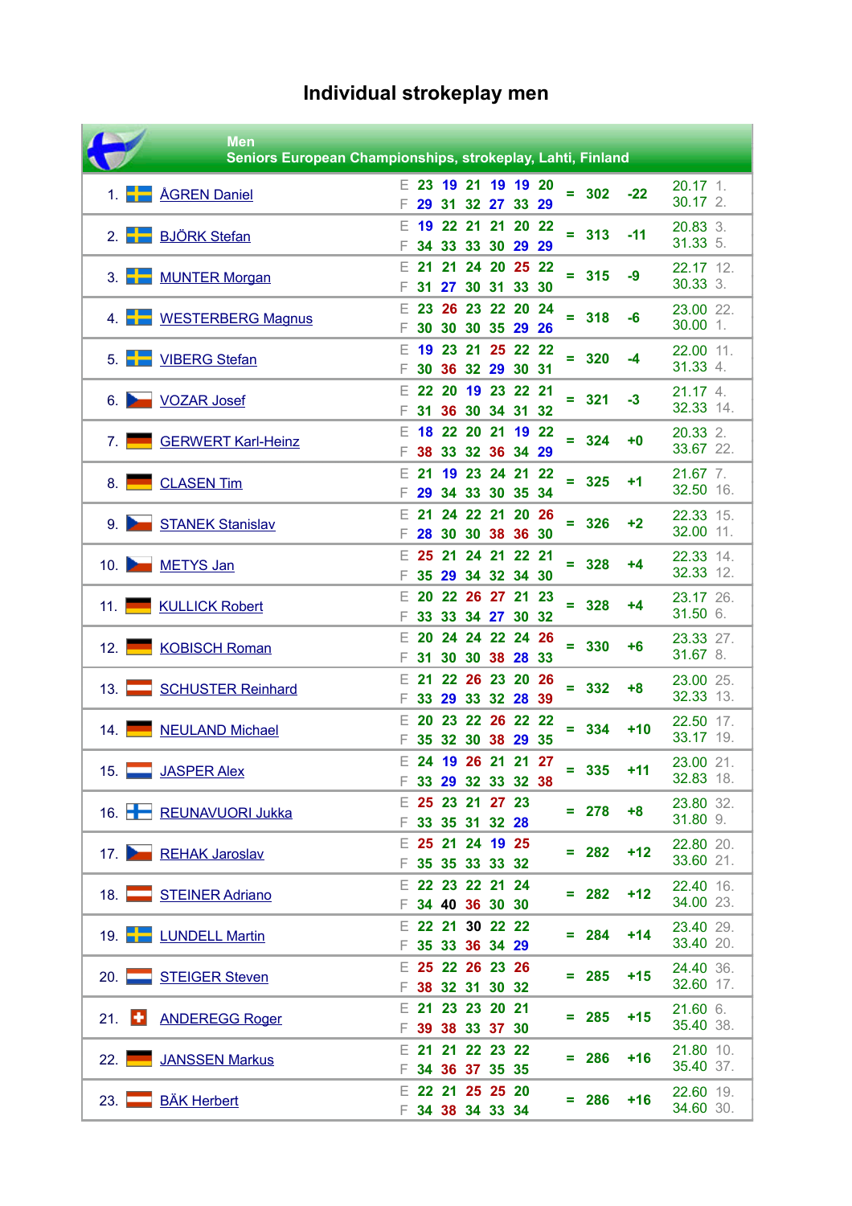# Individual strokeplay men

**Men**
**Seniors European Championships, strokeplay, Lahti, Finland**

| Pos. | Name | | | | | | | | | = | Total | +/- | Avg. | Rank |
|---|---|---|---|---|---|---|---|---|---|---|---|---|---|---|
| 1. | ÅGREN Daniel | E | 23 | 19 | 21 | 19 | 19 | 20 | = | 302 | -22 | 20.17 | 1. |
| | | F | 29 | 31 | 32 | 27 | 33 | 29 | | | | 30.17 | 2. |
| 2. | BJÖRK Stefan | E | 19 | 22 | 21 | 21 | 20 | 22 | = | 313 | -11 | 20.83 | 3. |
| | | F | 34 | 33 | 33 | 30 | 29 | 29 | | | | 31.33 | 5. |
| 3. | MUNTER Morgan | E | 21 | 21 | 24 | 20 | 25 | 22 | = | 315 | -9 | 22.17 | 12. |
| | | F | 31 | 27 | 30 | 31 | 33 | 30 | | | | 30.33 | 3. |
| 4. | WESTERBERG Magnus | E | 23 | 26 | 23 | 22 | 20 | 24 | = | 318 | -6 | 23.00 | 22. |
| | | F | 30 | 30 | 30 | 35 | 29 | 26 | | | | 30.00 | 1. |
| 5. | VIBERG Stefan | E | 19 | 23 | 21 | 25 | 22 | 22 | = | 320 | -4 | 22.00 | 11. |
| | | F | 30 | 36 | 32 | 29 | 30 | 31 | | | | 31.33 | 4. |
| 6. | VOZAR Josef | E | 22 | 20 | 19 | 23 | 22 | 21 | = | 321 | -3 | 21.17 | 4. |
| | | F | 31 | 36 | 30 | 34 | 31 | 32 | | | | 32.33 | 14. |
| 7. | GERWERT Karl-Heinz | E | 18 | 22 | 20 | 21 | 19 | 22 | = | 324 | +0 | 20.33 | 2. |
| | | F | 38 | 33 | 32 | 36 | 34 | 29 | | | | 33.67 | 22. |
| 8. | CLASEN Tim | E | 21 | 19 | 23 | 24 | 21 | 22 | = | 325 | +1 | 21.67 | 7. |
| | | F | 29 | 34 | 33 | 30 | 35 | 34 | | | | 32.50 | 16. |
| 9. | STANEK Stanislav | E | 21 | 24 | 22 | 21 | 20 | 26 | = | 326 | +2 | 22.33 | 15. |
| | | F | 28 | 30 | 30 | 38 | 36 | 30 | | | | 32.00 | 11. |
| 10. | METYS Jan | E | 25 | 21 | 24 | 21 | 22 | 21 | = | 328 | +4 | 22.33 | 14. |
| | | F | 35 | 29 | 34 | 32 | 34 | 30 | | | | 32.33 | 12. |
| 11. | KULLICK Robert | E | 20 | 22 | 26 | 27 | 21 | 23 | = | 328 | +4 | 23.17 | 26. |
| | | F | 33 | 33 | 34 | 27 | 30 | 32 | | | | 31.50 | 6. |
| 12. | KOBISCH Roman | E | 20 | 24 | 24 | 22 | 24 | 26 | = | 330 | +6 | 23.33 | 27. |
| | | F | 31 | 30 | 30 | 38 | 28 | 33 | | | | 31.67 | 8. |
| 13. | SCHUSTER Reinhard | E | 21 | 22 | 26 | 23 | 20 | 26 | = | 332 | +8 | 23.00 | 25. |
| | | F | 33 | 29 | 33 | 32 | 28 | 39 | | | | 32.33 | 13. |
| 14. | NEULAND Michael | E | 20 | 23 | 22 | 26 | 22 | 22 | = | 334 | +10 | 22.50 | 17. |
| | | F | 35 | 32 | 30 | 38 | 29 | 35 | | | | 33.17 | 19. |
| 15. | JASPER Alex | E | 24 | 19 | 26 | 21 | 21 | 27 | = | 335 | +11 | 23.00 | 21. |
| | | F | 33 | 29 | 32 | 33 | 32 | 38 | | | | 32.83 | 18. |
| 16. | REUNAVUORI Jukka | E | 25 | 23 | 21 | 27 | 23 | | = | 278 | +8 | 23.80 | 32. |
| | | F | 33 | 35 | 31 | 32 | 28 | | | | | 31.80 | 9. |
| 17. | REHAK Jaroslav | E | 25 | 21 | 24 | 19 | 25 | | = | 282 | +12 | 22.80 | 20. |
| | | F | 35 | 35 | 33 | 33 | 32 | | | | | 33.60 | 21. |
| 18. | STEINER Adriano | E | 22 | 23 | 22 | 21 | 24 | | = | 282 | +12 | 22.40 | 16. |
| | | F | 34 | 40 | 36 | 30 | 30 | | | | | 34.00 | 23. |
| 19. | LUNDELL Martin | E | 22 | 21 | 30 | 22 | 22 | | = | 284 | +14 | 23.40 | 29. |
| | | F | 35 | 33 | 36 | 34 | 29 | | | | | 33.40 | 20. |
| 20. | STEIGER Steven | E | 25 | 22 | 26 | 23 | 26 | | = | 285 | +15 | 24.40 | 36. |
| | | F | 38 | 32 | 31 | 30 | 32 | | | | | 32.60 | 17. |
| 21. | ANDEREGG Roger | E | 21 | 23 | 23 | 20 | 21 | | = | 285 | +15 | 21.60 | 6. |
| | | F | 39 | 38 | 33 | 37 | 30 | | | | | 35.40 | 38. |
| 22. | JANSSEN Markus | E | 21 | 21 | 22 | 23 | 22 | | = | 286 | +16 | 21.80 | 10. |
| | | F | 34 | 36 | 37 | 35 | 35 | | | | | 35.40 | 37. |
| 23. | BÄK Herbert | E | 22 | 21 | 25 | 25 | 20 | | = | 286 | +16 | 22.60 | 19. |
| | | F | 34 | 38 | 34 | 33 | 34 | | | | | 34.60 | 30. |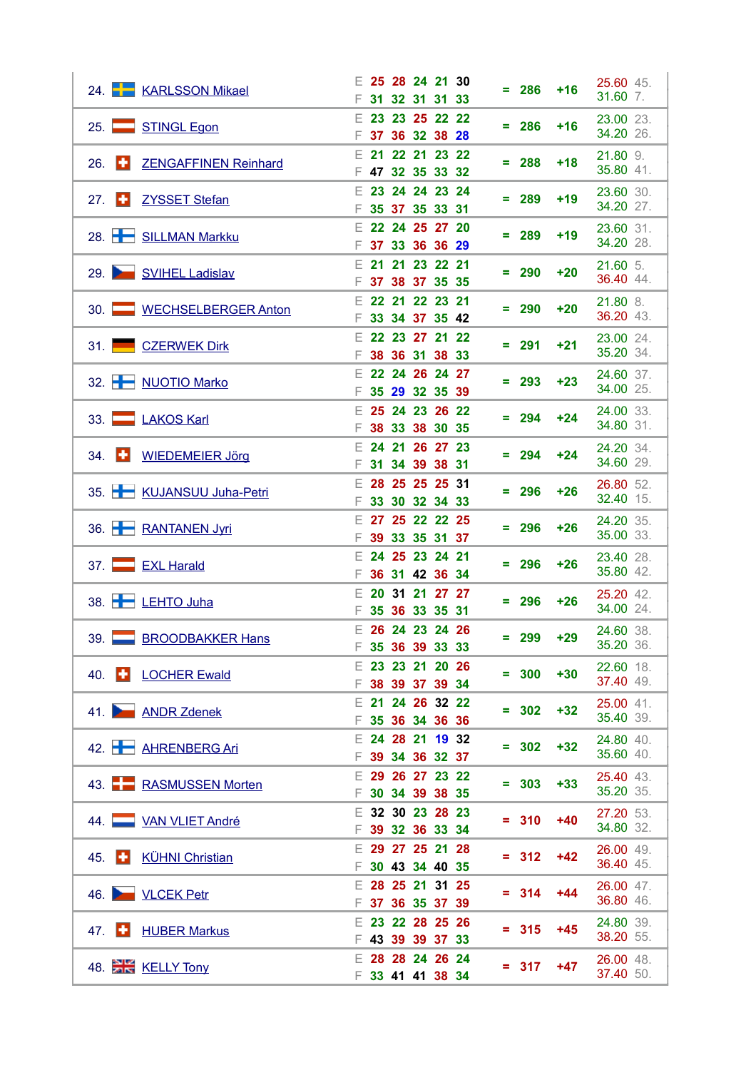| Rank | Name | | Scores | | Total | Diff | Avg | Pos |
|---|---|---|---|---|---|---|---|---|
| 24. | KARLSSON Mikael | E | 25 28 24 21 30 | = | 286 | +16 | 25.60 | 45. |
| | | F | 31 32 31 31 33 | | | | 31.60 | 7. |
| 25. | STINGL Egon | E | 23 23 25 22 22 | = | 286 | +16 | 23.00 | 23. |
| | | F | 37 36 32 38 28 | | | | 34.20 | 26. |
| 26. | ZENGAFFINEN Reinhard | E | 21 22 21 23 22 | = | 288 | +18 | 21.80 | 9. |
| | | F | 47 32 35 33 32 | | | | 35.80 | 41. |
| 27. | ZYSSET Stefan | E | 23 24 24 23 24 | = | 289 | +19 | 23.60 | 30. |
| | | F | 35 37 35 33 31 | | | | 34.20 | 27. |
| 28. | SILLMAN Markku | E | 22 24 25 27 20 | = | 289 | +19 | 23.60 | 31. |
| | | F | 37 33 36 36 29 | | | | 34.20 | 28. |
| 29. | SVIHEL Ladislav | E | 21 21 23 22 21 | = | 290 | +20 | 21.60 | 5. |
| | | F | 37 38 37 35 35 | | | | 36.40 | 44. |
| 30. | WECHSELBERGER Anton | E | 22 21 22 23 21 | = | 290 | +20 | 21.80 | 8. |
| | | F | 33 34 37 35 42 | | | | 36.20 | 43. |
| 31. | CZERWEK Dirk | E | 22 23 27 21 22 | = | 291 | +21 | 23.00 | 24. |
| | | F | 38 36 31 38 33 | | | | 35.20 | 34. |
| 32. | NUOTIO Marko | E | 22 24 26 24 27 | = | 293 | +23 | 24.60 | 37. |
| | | F | 35 29 32 35 39 | | | | 34.00 | 25. |
| 33. | LAKOS Karl | E | 25 24 23 26 22 | = | 294 | +24 | 24.00 | 33. |
| | | F | 38 33 38 30 35 | | | | 34.80 | 31. |
| 34. | WIEDEMEIER Jörg | E | 24 21 26 27 23 | = | 294 | +24 | 24.20 | 34. |
| | | F | 31 34 39 38 31 | | | | 34.60 | 29. |
| 35. | KUJANSUU Juha-Petri | E | 28 25 25 25 31 | = | 296 | +26 | 26.80 | 52. |
| | | F | 33 30 32 34 33 | | | | 32.40 | 15. |
| 36. | RANTANEN Jyri | E | 27 25 22 22 25 | = | 296 | +26 | 24.20 | 35. |
| | | F | 39 33 35 31 37 | | | | 35.00 | 33. |
| 37. | EXL Harald | E | 24 25 23 24 21 | = | 296 | +26 | 23.40 | 28. |
| | | F | 36 31 42 36 34 | | | | 35.80 | 42. |
| 38. | LEHTO Juha | E | 20 31 21 27 27 | = | 296 | +26 | 25.20 | 42. |
| | | F | 35 36 33 35 31 | | | | 34.00 | 24. |
| 39. | BROODBAKKER Hans | E | 26 24 23 24 26 | = | 299 | +29 | 24.60 | 38. |
| | | F | 35 36 39 33 33 | | | | 35.20 | 36. |
| 40. | LOCHER Ewald | E | 23 23 21 20 26 | = | 300 | +30 | 22.60 | 18. |
| | | F | 38 39 37 39 34 | | | | 37.40 | 49. |
| 41. | ANDR Zdenek | E | 21 24 26 32 22 | = | 302 | +32 | 25.00 | 41. |
| | | F | 35 36 34 36 36 | | | | 35.40 | 39. |
| 42. | AHRENBERG Ari | E | 24 28 21 19 32 | = | 302 | +32 | 24.80 | 40. |
| | | F | 39 34 36 32 37 | | | | 35.60 | 40. |
| 43. | RASMUSSEN Morten | E | 29 26 27 23 22 | = | 303 | +33 | 25.40 | 43. |
| | | F | 30 34 39 38 35 | | | | 35.20 | 35. |
| 44. | VAN VLIET André | E | 32 30 23 28 23 | = | 310 | +40 | 27.20 | 53. |
| | | F | 39 32 36 33 34 | | | | 34.80 | 32. |
| 45. | KÜHNI Christian | E | 29 27 25 21 28 | = | 312 | +42 | 26.00 | 49. |
| | | F | 30 43 34 40 35 | | | | 36.40 | 45. |
| 46. | VLCEK Petr | E | 28 25 21 31 25 | = | 314 | +44 | 26.00 | 47. |
| | | F | 37 36 35 37 39 | | | | 36.80 | 46. |
| 47. | HUBER Markus | E | 23 22 28 25 26 | = | 315 | +45 | 24.80 | 39. |
| | | F | 43 39 39 37 33 | | | | 38.20 | 55. |
| 48. | KELLY Tony | E | 28 28 24 26 24 | = | 317 | +47 | 26.00 | 48. |
| | | F | 33 41 41 38 34 | | | | 37.40 | 50. |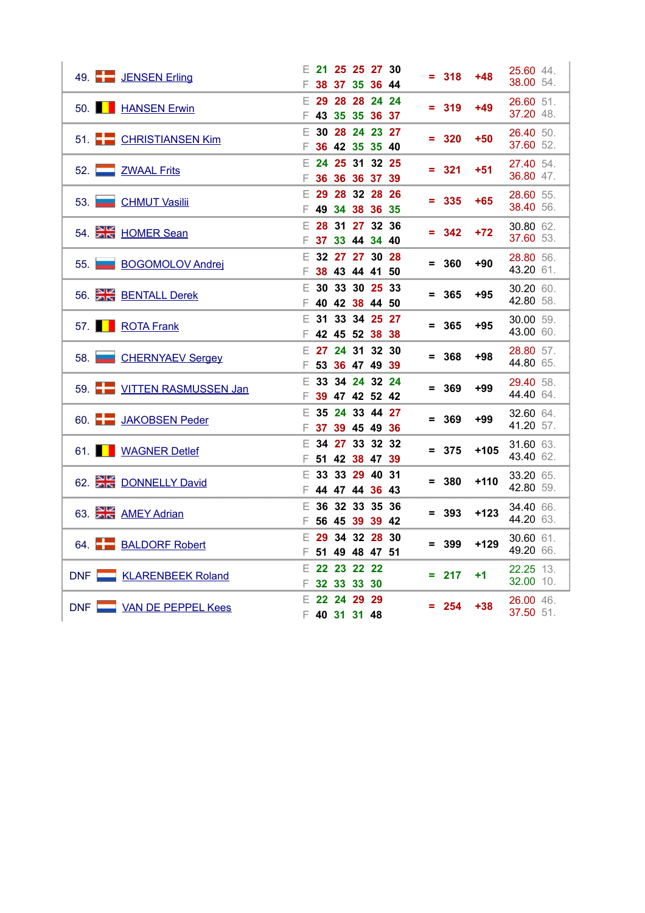| Rank | Flag | Name | Round | 1 | 2 | 3 | 4 | 5 | | Total | Diff | Average | Pos. |
|---|---|---|---|---|---|---|---|---|---|---|---|---|---|
| 49. | | JENSEN Erling | E | 21 | 25 | 25 | 27 | 30 | = | 318 | +48 | 25.60 | 44. |
| | | | F | 38 | 37 | 35 | 36 | 44 | | | | 38.00 | 54. |
| 50. | | HANSEN Erwin | E | 29 | 28 | 28 | 24 | 24 | = | 319 | +49 | 26.60 | 51. |
| | | | F | 43 | 35 | 35 | 36 | 37 | | | | 37.20 | 48. |
| 51. | | CHRISTIANSEN Kim | E | 30 | 28 | 24 | 23 | 27 | = | 320 | +50 | 26.40 | 50. |
| | | | F | 36 | 42 | 35 | 35 | 40 | | | | 37.60 | 52. |
| 52. | | ZWAAL Frits | E | 24 | 25 | 31 | 32 | 25 | = | 321 | +51 | 27.40 | 54. |
| | | | F | 36 | 36 | 36 | 37 | 39 | | | | 36.80 | 47. |
| 53. | | CHMUT Vasilii | E | 29 | 28 | 32 | 28 | 26 | = | 335 | +65 | 28.60 | 55. |
| | | | F | 49 | 34 | 38 | 36 | 35 | | | | 38.40 | 56. |
| 54. | | HOMER Sean | E | 28 | 31 | 27 | 32 | 36 | = | 342 | +72 | 30.80 | 62. |
| | | | F | 37 | 33 | 44 | 34 | 40 | | | | 37.60 | 53. |
| 55. | | BOGOMOLOV Andrej | E | 32 | 27 | 27 | 30 | 28 | = | 360 | +90 | 28.80 | 56. |
| | | | F | 38 | 43 | 44 | 41 | 50 | | | | 43.20 | 61. |
| 56. | | BENTALL Derek | E | 30 | 33 | 30 | 25 | 33 | = | 365 | +95 | 30.20 | 60. |
| | | | F | 40 | 42 | 38 | 44 | 50 | | | | 42.80 | 58. |
| 57. | | ROTA Frank | E | 31 | 33 | 34 | 25 | 27 | = | 365 | +95 | 30.00 | 59. |
| | | | F | 42 | 45 | 52 | 38 | 38 | | | | 43.00 | 60. |
| 58. | | CHERNYAEV Sergey | E | 27 | 24 | 31 | 32 | 30 | = | 368 | +98 | 28.80 | 57. |
| | | | F | 53 | 36 | 47 | 49 | 39 | | | | 44.80 | 65. |
| 59. | | VITTEN RASMUSSEN Jan | E | 33 | 34 | 24 | 32 | 24 | = | 369 | +99 | 29.40 | 58. |
| | | | F | 39 | 47 | 42 | 52 | 42 | | | | 44.40 | 64. |
| 60. | | JAKOBSEN Peder | E | 35 | 24 | 33 | 44 | 27 | = | 369 | +99 | 32.60 | 64. |
| | | | F | 37 | 39 | 45 | 49 | 36 | | | | 41.20 | 57. |
| 61. | | WAGNER Detlef | E | 34 | 27 | 33 | 32 | 32 | = | 375 | +105 | 31.60 | 63. |
| | | | F | 51 | 42 | 38 | 47 | 39 | | | | 43.40 | 62. |
| 62. | | DONNELLY David | E | 33 | 33 | 29 | 40 | 31 | = | 380 | +110 | 33.20 | 65. |
| | | | F | 44 | 47 | 44 | 36 | 43 | | | | 42.80 | 59. |
| 63. | | AMEY Adrian | E | 36 | 32 | 33 | 35 | 36 | = | 393 | +123 | 34.40 | 66. |
| | | | F | 56 | 45 | 39 | 39 | 42 | | | | 44.20 | 63. |
| 64. | | BALDORF Robert | E | 29 | 34 | 32 | 28 | 30 | = | 399 | +129 | 30.60 | 61. |
| | | | F | 51 | 49 | 48 | 47 | 51 | | | | 49.20 | 66. |
| DNF | | KLARENBEEK Roland | E | 22 | 23 | 22 | 22 | | = | 217 | +1 | 22.25 | 13. |
| | | | F | 32 | 33 | 33 | 30 | | | | | 32.00 | 10. |
| DNF | | VAN DE PEPPEL Kees | E | 22 | 24 | 29 | 29 | | = | 254 | +38 | 26.00 | 46. |
| | | | F | 40 | 31 | 31 | 48 | | | | | 37.50 | 51. |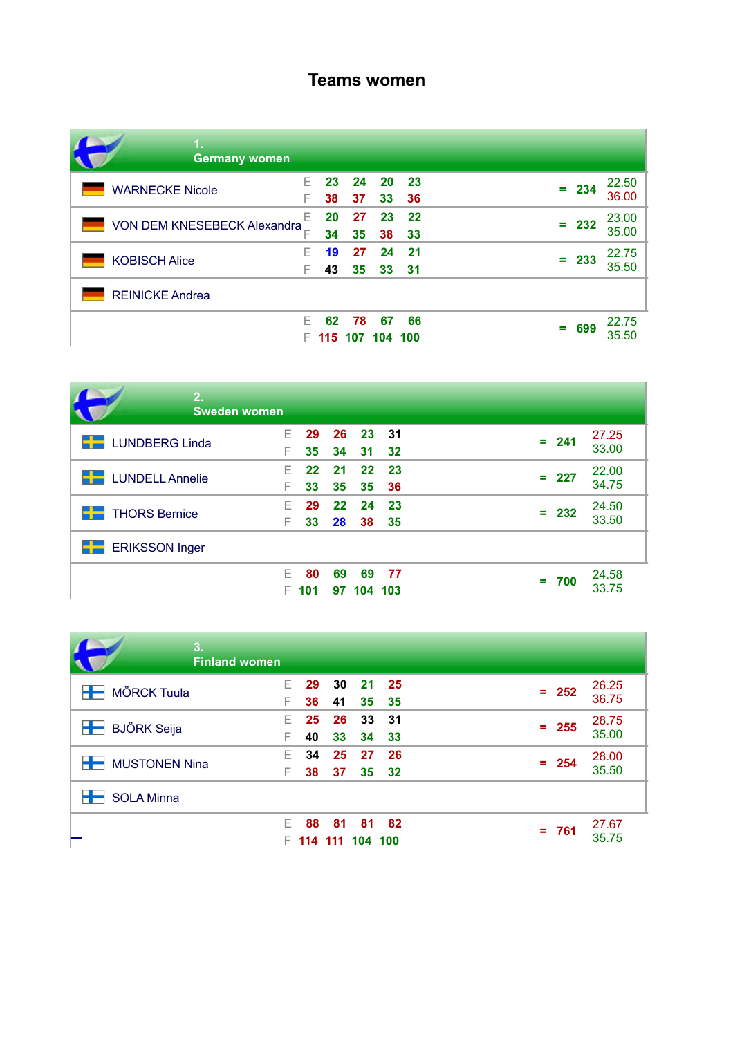# Teams women

## 1. Germany women

| Name | | 1 | 2 | 3 | 4 | | Total | Avg |
|---|---|---|---|---|---|---|---|---|
| WARNECKE Nicole | E | 23 | 24 | 20 | 23 | = | 234 | 22.50 |
| | F | 38 | 37 | 33 | 36 | | | 36.00 |
| VON DEM KNESEBECK Alexandra | E | 20 | 27 | 23 | 22 | = | 232 | 23.00 |
| | F | 34 | 35 | 38 | 33 | | | 35.00 |
| KOBISCH Alice | E | 19 | 27 | 24 | 21 | = | 233 | 22.75 |
| | F | 43 | 35 | 33 | 31 | | | 35.50 |
| REINICKE Andrea | | | | | | | | |
| | E | 62 | 78 | 67 | 66 | = | 699 | 22.75 |
| | F | 115 | 107 | 104 | 100 | | | 35.50 |

## 2. Sweden women

| Name | | 1 | 2 | 3 | 4 | | Total | Avg |
|---|---|---|---|---|---|---|---|---|
| LUNDBERG Linda | E | 29 | 26 | 23 | 31 | = | 241 | 27.25 |
| | F | 35 | 34 | 31 | 32 | | | 33.00 |
| LUNDELL Annelie | E | 22 | 21 | 22 | 23 | = | 227 | 22.00 |
| | F | 33 | 35 | 35 | 36 | | | 34.75 |
| THORS Bernice | E | 29 | 22 | 24 | 23 | = | 232 | 24.50 |
| | F | 33 | 28 | 38 | 35 | | | 33.50 |
| ERIKSSON Inger | | | | | | | | |
| | E | 80 | 69 | 69 | 77 | = | 700 | 24.58 |
| | F | 101 | 97 | 104 | 103 | | | 33.75 |

## 3. Finland women

| Name | | 1 | 2 | 3 | 4 | | Total | Avg |
|---|---|---|---|---|---|---|---|---|
| MÖRCK Tuula | E | 29 | 30 | 21 | 25 | = | 252 | 26.25 |
| | F | 36 | 41 | 35 | 35 | | | 36.75 |
| BJÖRK Seija | E | 25 | 26 | 33 | 31 | = | 255 | 28.75 |
| | F | 40 | 33 | 34 | 33 | | | 35.00 |
| MUSTONEN Nina | E | 34 | 25 | 27 | 26 | = | 254 | 28.00 |
| | F | 38 | 37 | 35 | 32 | | | 35.50 |
| SOLA Minna | | | | | | | | |
| | E | 88 | 81 | 81 | 82 | = | 761 | 27.67 |
| | F | 114 | 111 | 104 | 100 | | | 35.75 |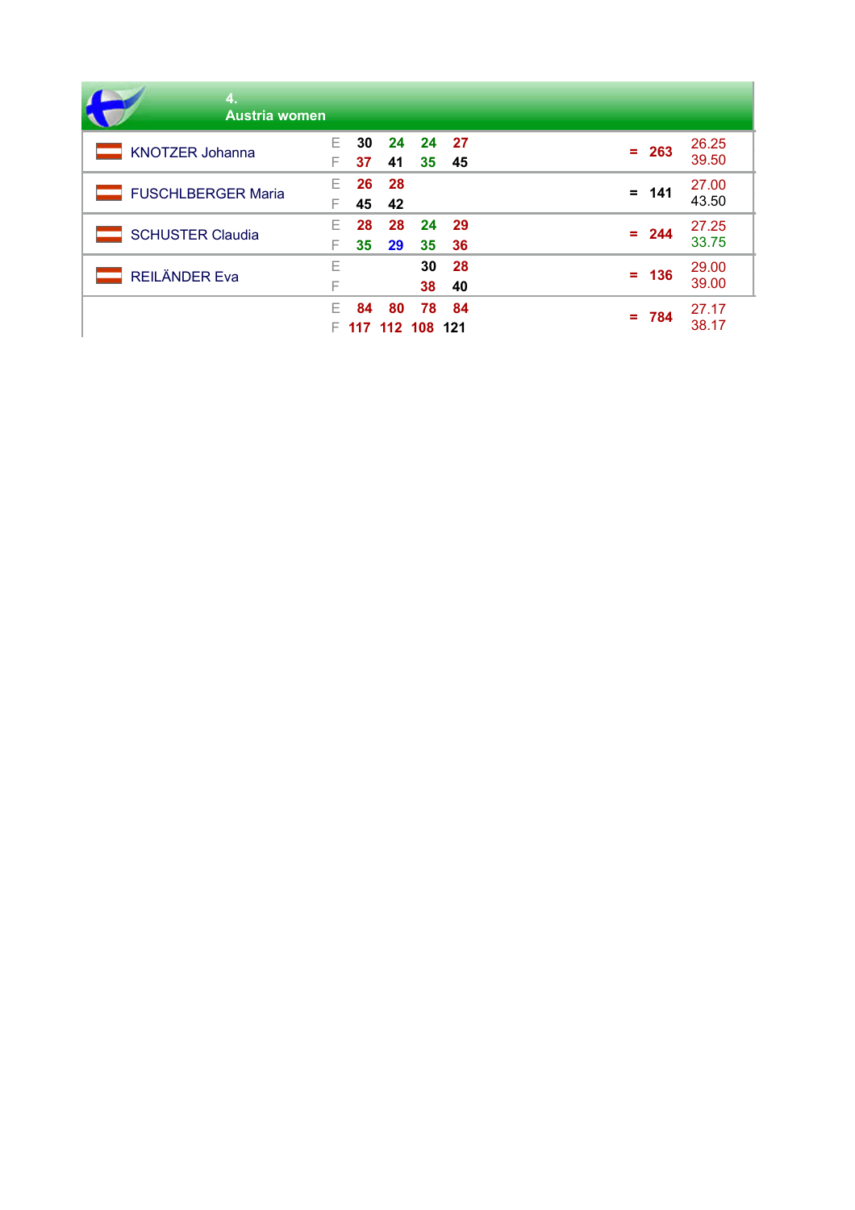## 4. Austria women

| Name | | 1 | 2 | 3 | 4 | | Total | Avg |
|---|---|---|---|---|---|---|---|---|
| KNOTZER Johanna | E | 30 | 24 | 24 | 27 | = | 263 | 26.25 |
| | F | 37 | 41 | 35 | 45 | | | 39.50 |
| FUSCHLBERGER Maria | E | 26 | 28 | | | = | 141 | 27.00 |
| | F | 45 | 42 | | | | | 43.50 |
| SCHUSTER Claudia | E | 28 | 28 | 24 | 29 | = | 244 | 27.25 |
| | F | 35 | 29 | 35 | 36 | | | 33.75 |
| REILÄNDER Eva | E | | | 30 | 28 | = | 136 | 29.00 |
| | F | | | 38 | 40 | | | 39.00 |
| | E | 84 | 80 | 78 | 84 | = | 784 | 27.17 |
| | F | 117 | 112 | 108 | 121 | | | 38.17 |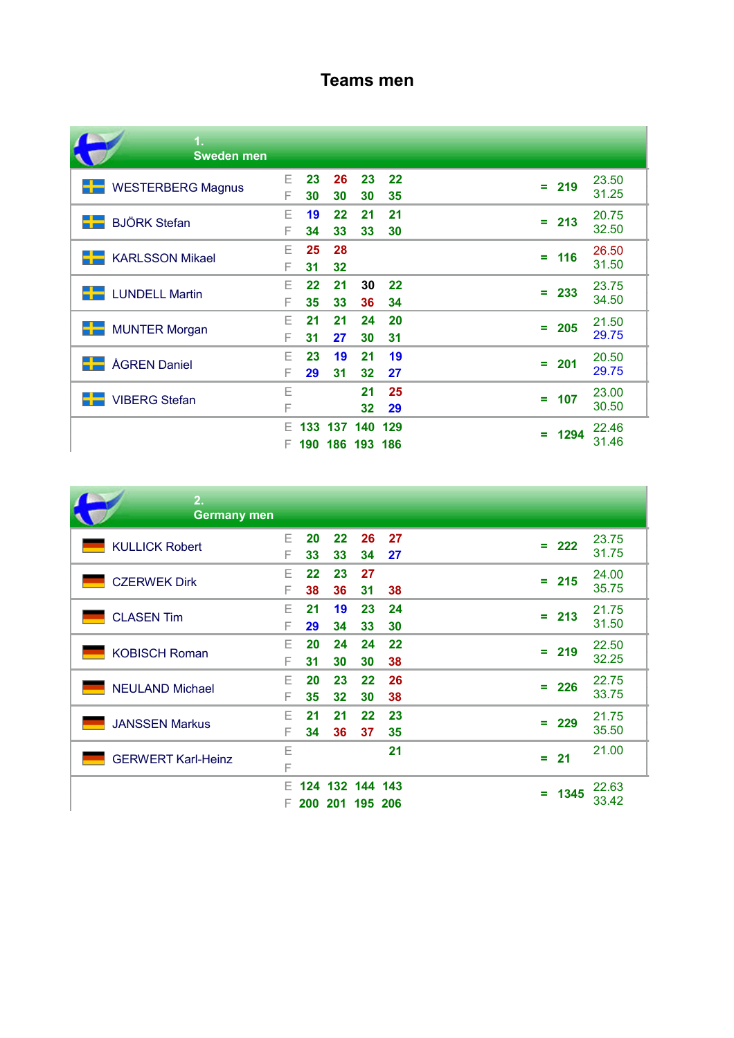# Teams men

## 1. Sweden men

| Name | | 1 | 2 | 3 | 4 | | Total | Average |
|---|---|---|---|---|---|---|---|---|
| WESTERBERG Magnus | E | 23 | 26 | 23 | 22 | = | 219 | 23.50 |
| | F | 30 | 30 | 30 | 35 | | | 31.25 |
| BJÖRK Stefan | E | 19 | 22 | 21 | 21 | = | 213 | 20.75 |
| | F | 34 | 33 | 33 | 30 | | | 32.50 |
| KARLSSON Mikael | E | 25 | 28 | | | = | 116 | 26.50 |
| | F | 31 | 32 | | | | | 31.50 |
| LUNDELL Martin | E | 22 | 21 | 30 | 22 | = | 233 | 23.75 |
| | F | 35 | 33 | 36 | 34 | | | 34.50 |
| MUNTER Morgan | E | 21 | 21 | 24 | 20 | = | 205 | 21.50 |
| | F | 31 | 27 | 30 | 31 | | | 29.75 |
| ÅGREN Daniel | E | 23 | 19 | 21 | 19 | = | 201 | 20.50 |
| | F | 29 | 31 | 32 | 27 | | | 29.75 |
| VIBERG Stefan | E | | | 21 | 25 | = | 107 | 23.00 |
| | F | | | 32 | 29 | | | 30.50 |
| | E | 133 | 137 | 140 | 129 | = | 1294 | 22.46 |
| | F | 190 | 186 | 193 | 186 | | | 31.46 |

## 2. Germany men

| Name | | 1 | 2 | 3 | 4 | | Total | Average |
|---|---|---|---|---|---|---|---|---|
| KULLICK Robert | E | 20 | 22 | 26 | 27 | = | 222 | 23.75 |
| | F | 33 | 33 | 34 | 27 | | | 31.75 |
| CZERWEK Dirk | E | 22 | 23 | 27 | | = | 215 | 24.00 |
| | F | 38 | 36 | 31 | 38 | | | 35.75 |
| CLASEN Tim | E | 21 | 19 | 23 | 24 | = | 213 | 21.75 |
| | F | 29 | 34 | 33 | 30 | | | 31.50 |
| KOBISCH Roman | E | 20 | 24 | 24 | 22 | = | 219 | 22.50 |
| | F | 31 | 30 | 30 | 38 | | | 32.25 |
| NEULAND Michael | E | 20 | 23 | 22 | 26 | = | 226 | 22.75 |
| | F | 35 | 32 | 30 | 38 | | | 33.75 |
| JANSSEN Markus | E | 21 | 21 | 22 | 23 | = | 229 | 21.75 |
| | F | 34 | 36 | 37 | 35 | | | 35.50 |
| GERWERT Karl-Heinz | E | | | | 21 | = | 21 | 21.00 |
| | F | | | | | | | |
| | E | 124 | 132 | 144 | 143 | = | 1345 | 22.63 |
| | F | 200 | 201 | 195 | 206 | | | 33.42 |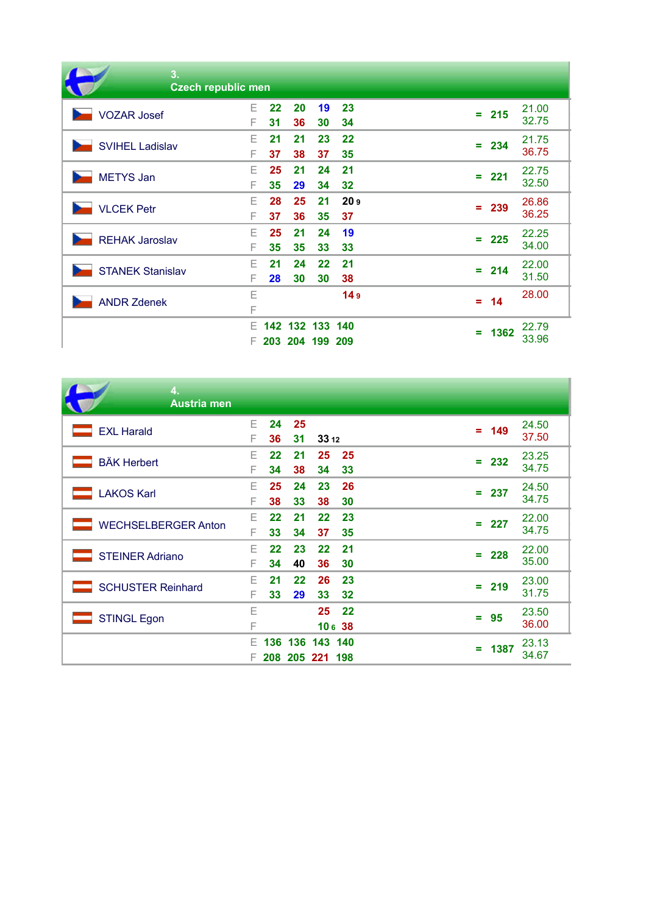## 3. Czech republic men

| Name | | 1 | 2 | 3 | 4 | | Total | Avg |
|---|---|---|---|---|---|---|---|---|
| VOZAR Josef | E | 22 | 20 | 19 | 23 | = | 215 | 21.00 |
| | F | 31 | 36 | 30 | 34 | | | 32.75 |
| SVIHEL Ladislav | E | 21 | 21 | 23 | 22 | = | 234 | 21.75 |
| | F | 37 | 38 | 37 | 35 | | | 36.75 |
| METYS Jan | E | 25 | 21 | 24 | 21 | = | 221 | 22.75 |
| | F | 35 | 29 | 34 | 32 | | | 32.50 |
| VLCEK Petr | E | 28 | 25 | 21 | 20 9 | = | 239 | 26.86 |
| | F | 37 | 36 | 35 | 37 | | | 36.25 |
| REHAK Jaroslav | E | 25 | 21 | 24 | 19 | = | 225 | 22.25 |
| | F | 35 | 35 | 33 | 33 | | | 34.00 |
| STANEK Stanislav | E | 21 | 24 | 22 | 21 | = | 214 | 22.00 |
| | F | 28 | 30 | 30 | 38 | | | 31.50 |
| ANDR Zdenek | E | | | | 14 9 | = | 14 | 28.00 |
| | F | | | | | | | |
| | E | 142 | 132 | 133 | 140 | = | 1362 | 22.79 |
| | F | 203 | 204 | 199 | 209 | | | 33.96 |

## 4. Austria men

| Name | | 1 | 2 | 3 | 4 | | Total | Avg |
|---|---|---|---|---|---|---|---|---|
| EXL Harald | E | 24 | 25 | | | = | 149 | 24.50 |
| | F | 36 | 31 | 33 12 | | | | 37.50 |
| BÄK Herbert | E | 22 | 21 | 25 | 25 | = | 232 | 23.25 |
| | F | 34 | 38 | 34 | 33 | | | 34.75 |
| LAKOS Karl | E | 25 | 24 | 23 | 26 | = | 237 | 24.50 |
| | F | 38 | 33 | 38 | 30 | | | 34.75 |
| WECHSELBERGER Anton | E | 22 | 21 | 22 | 23 | = | 227 | 22.00 |
| | F | 33 | 34 | 37 | 35 | | | 34.75 |
| STEINER Adriano | E | 22 | 23 | 22 | 21 | = | 228 | 22.00 |
| | F | 34 | 40 | 36 | 30 | | | 35.00 |
| SCHUSTER Reinhard | E | 21 | 22 | 26 | 23 | = | 219 | 23.00 |
| | F | 33 | 29 | 33 | 32 | | | 31.75 |
| STINGL Egon | E | | | 25 | 22 | = | 95 | 23.50 |
| | F | | | 10 6 | 38 | | | 36.00 |
| | E | 136 | 136 | 143 | 140 | = | 1387 | 23.13 |
| | F | 208 | 205 | 221 | 198 | | | 34.67 |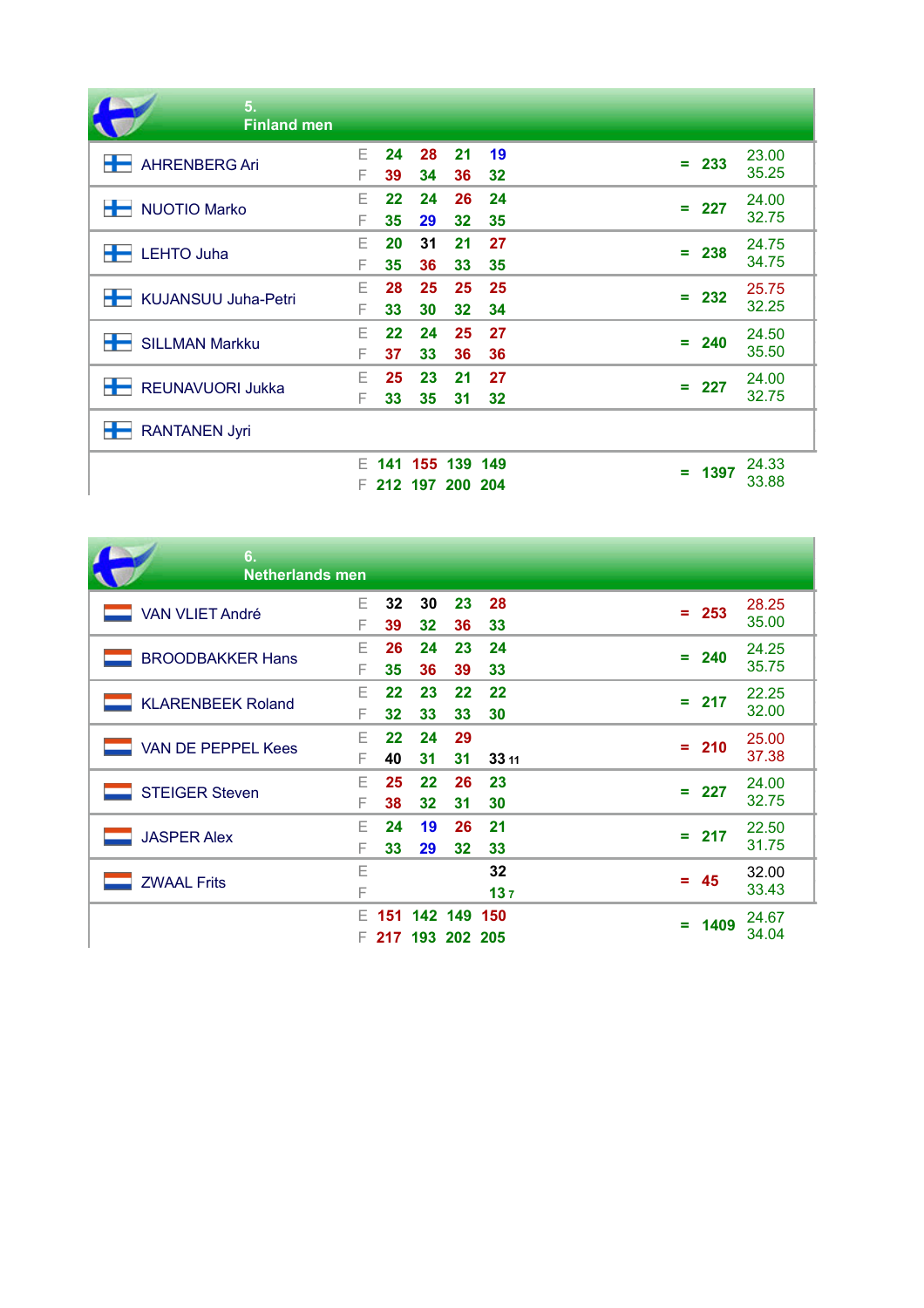## 5. Finland men

| Name | | 1 | 2 | 3 | 4 | | Total | Avg |
|---|---|---|---|---|---|---|---|---|
| AHRENBERG Ari | E | 24 | 28 | 21 | 19 | = | 233 | 23.00 |
| | F | 39 | 34 | 36 | 32 | | | 35.25 |
| NUOTIO Marko | E | 22 | 24 | 26 | 24 | = | 227 | 24.00 |
| | F | 35 | 29 | 32 | 35 | | | 32.75 |
| LEHTO Juha | E | 20 | 31 | 21 | 27 | = | 238 | 24.75 |
| | F | 35 | 36 | 33 | 35 | | | 34.75 |
| KUJANSUU Juha-Petri | E | 28 | 25 | 25 | 25 | = | 232 | 25.75 |
| | F | 33 | 30 | 32 | 34 | | | 32.25 |
| SILLMAN Markku | E | 22 | 24 | 25 | 27 | = | 240 | 24.50 |
| | F | 37 | 33 | 36 | 36 | | | 35.50 |
| REUNAVUORI Jukka | E | 25 | 23 | 21 | 27 | = | 227 | 24.00 |
| | F | 33 | 35 | 31 | 32 | | | 32.75 |
| RANTANEN Jyri | | | | | | | | |
| | E | 141 | 155 | 139 | 149 | = | 1397 | 24.33 |
| | F | 212 | 197 | 200 | 204 | | | 33.88 |

## 6. Netherlands men

| Name | | 1 | 2 | 3 | 4 | | Total | Avg |
|---|---|---|---|---|---|---|---|---|
| VAN VLIET André | E | 32 | 30 | 23 | 28 | = | 253 | 28.25 |
| | F | 39 | 32 | 36 | 33 | | | 35.00 |
| BROODBAKKER Hans | E | 26 | 24 | 23 | 24 | = | 240 | 24.25 |
| | F | 35 | 36 | 39 | 33 | | | 35.75 |
| KLARENBEEK Roland | E | 22 | 23 | 22 | 22 | = | 217 | 22.25 |
| | F | 32 | 33 | 33 | 30 | | | 32.00 |
| VAN DE PEPPEL Kees | E | 22 | 24 | 29 | | = | 210 | 25.00 |
| | F | 40 | 31 | 31 | 33 11 | | | 37.38 |
| STEIGER Steven | E | 25 | 22 | 26 | 23 | = | 227 | 24.00 |
| | F | 38 | 32 | 31 | 30 | | | 32.75 |
| JASPER Alex | E | 24 | 19 | 26 | 21 | = | 217 | 22.50 |
| | F | 33 | 29 | 32 | 33 | | | 31.75 |
| ZWAAL Frits | E | | | | 32 | = | 45 | 32.00 |
| | F | | | | 13 7 | | | 33.43 |
| | E | 151 | 142 | 149 | 150 | = | 1409 | 24.67 |
| | F | 217 | 193 | 202 | 205 | | | 34.04 |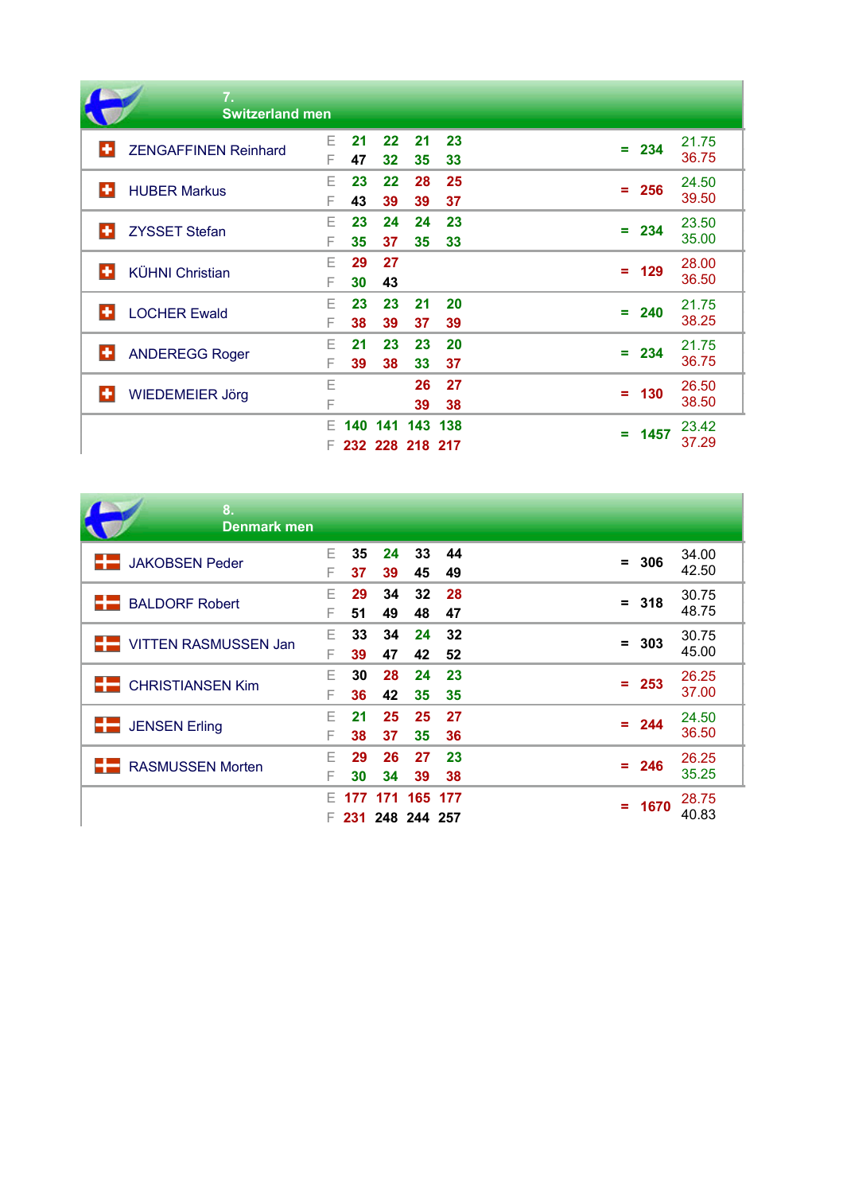## 7. Switzerland men

| Name | | 1 | 2 | 3 | 4 | | Total | Average |
|---|---|---|---|---|---|---|---|---|
| ZENGAFFINEN Reinhard | E | 21 | 22 | 21 | 23 | = | 234 | 21.75 |
| | F | 47 | 32 | 35 | 33 | | | 36.75 |
| HUBER Markus | E | 23 | 22 | 28 | 25 | = | 256 | 24.50 |
| | F | 43 | 39 | 39 | 37 | | | 39.50 |
| ZYSSET Stefan | E | 23 | 24 | 24 | 23 | = | 234 | 23.50 |
| | F | 35 | 37 | 35 | 33 | | | 35.00 |
| KÜHNI Christian | E | 29 | 27 | | | = | 129 | 28.00 |
| | F | 30 | 43 | | | | | 36.50 |
| LOCHER Ewald | E | 23 | 23 | 21 | 20 | = | 240 | 21.75 |
| | F | 38 | 39 | 37 | 39 | | | 38.25 |
| ANDEREGG Roger | E | 21 | 23 | 23 | 20 | = | 234 | 21.75 |
| | F | 39 | 38 | 33 | 37 | | | 36.75 |
| WIEDEMEIER Jörg | E | | | 26 | 27 | = | 130 | 26.50 |
| | F | | | 39 | 38 | | | 38.50 |
| | E | 140 | 141 | 143 | 138 | = | 1457 | 23.42 |
| | F | 232 | 228 | 218 | 217 | | | 37.29 |

## 8. Denmark men

| Name | | 1 | 2 | 3 | 4 | | Total | Average |
|---|---|---|---|---|---|---|---|---|
| JAKOBSEN Peder | E | 35 | 24 | 33 | 44 | = | 306 | 34.00 |
| | F | 37 | 39 | 45 | 49 | | | 42.50 |
| BALDORF Robert | E | 29 | 34 | 32 | 28 | = | 318 | 30.75 |
| | F | 51 | 49 | 48 | 47 | | | 48.75 |
| VITTEN RASMUSSEN Jan | E | 33 | 34 | 24 | 32 | = | 303 | 30.75 |
| | F | 39 | 47 | 42 | 52 | | | 45.00 |
| CHRISTIANSEN Kim | E | 30 | 28 | 24 | 23 | = | 253 | 26.25 |
| | F | 36 | 42 | 35 | 35 | | | 37.00 |
| JENSEN Erling | E | 21 | 25 | 25 | 27 | = | 244 | 24.50 |
| | F | 38 | 37 | 35 | 36 | | | 36.50 |
| RASMUSSEN Morten | E | 29 | 26 | 27 | 23 | = | 246 | 26.25 |
| | F | 30 | 34 | 39 | 38 | | | 35.25 |
| | E | 177 | 171 | 165 | 177 | = | 1670 | 28.75 |
| | F | 231 | 248 | 244 | 257 | | | 40.83 |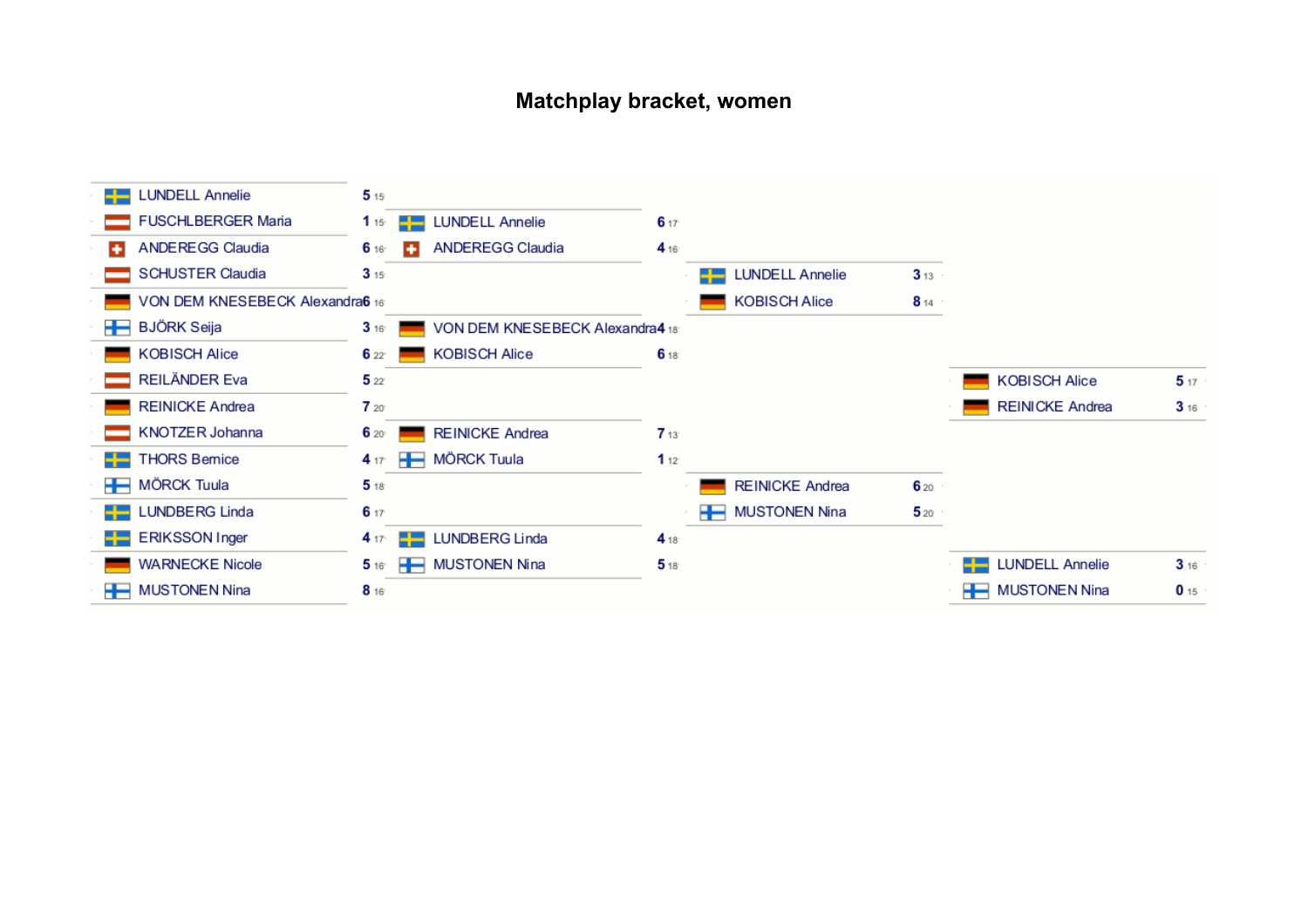# Matchplay bracket, women

### Round 1

| Player | Score | |
|---|---|---|
| LUNDELL Annelie | 5 | 15 |
| FUSCHLBERGER Maria | 1 | 15 |
| ANDEREGG Claudia | 6 | 16 |
| SCHUSTER Claudia | 3 | 15 |
| VON DEM KNESEBECK Alexandra | 6 | 16 |
| BJÖRK Seija | 3 | 16 |
| KOBISCH Alice | 6 | 22 |
| REILÄNDER Eva | 5 | 22 |
| REINICKE Andrea | 7 | 20 |
| KNOTZER Johanna | 6 | 20 |
| THORS Bernice | 4 | 17 |
| MÖRCK Tuula | 5 | 18 |
| LUNDBERG Linda | 6 | 17 |
| ERIKSSON Inger | 4 | 17 |
| WARNECKE Nicole | 5 | 16 |
| MUSTONEN Nina | 8 | 16 |

### Round 2

| Player | Score | |
|---|---|---|
| LUNDELL Annelie | 6 | 17 |
| ANDEREGG Claudia | 4 | 16 |
| VON DEM KNESEBECK Alexandra | 4 | 18 |
| KOBISCH Alice | 6 | 18 |
| REINICKE Andrea | 7 | 13 |
| MÖRCK Tuula | 1 | 12 |
| LUNDBERG Linda | 4 | 18 |
| MUSTONEN Nina | 5 | 18 |

### Semifinals

| Player | Score | |
|---|---|---|
| LUNDELL Annelie | 3 | 13 |
| KOBISCH Alice | 8 | 14 |
| REINICKE Andrea | 6 | 20 |
| MUSTONEN Nina | 5 | 20 |

### Final

| Player | Score | |
|---|---|---|
| KOBISCH Alice | 5 | 17 |
| REINICKE Andrea | 3 | 16 |

### Third place

| Player | Score | |
|---|---|---|
| LUNDELL Annelie | 3 | 16 |
| MUSTONEN Nina | 0 | 15 |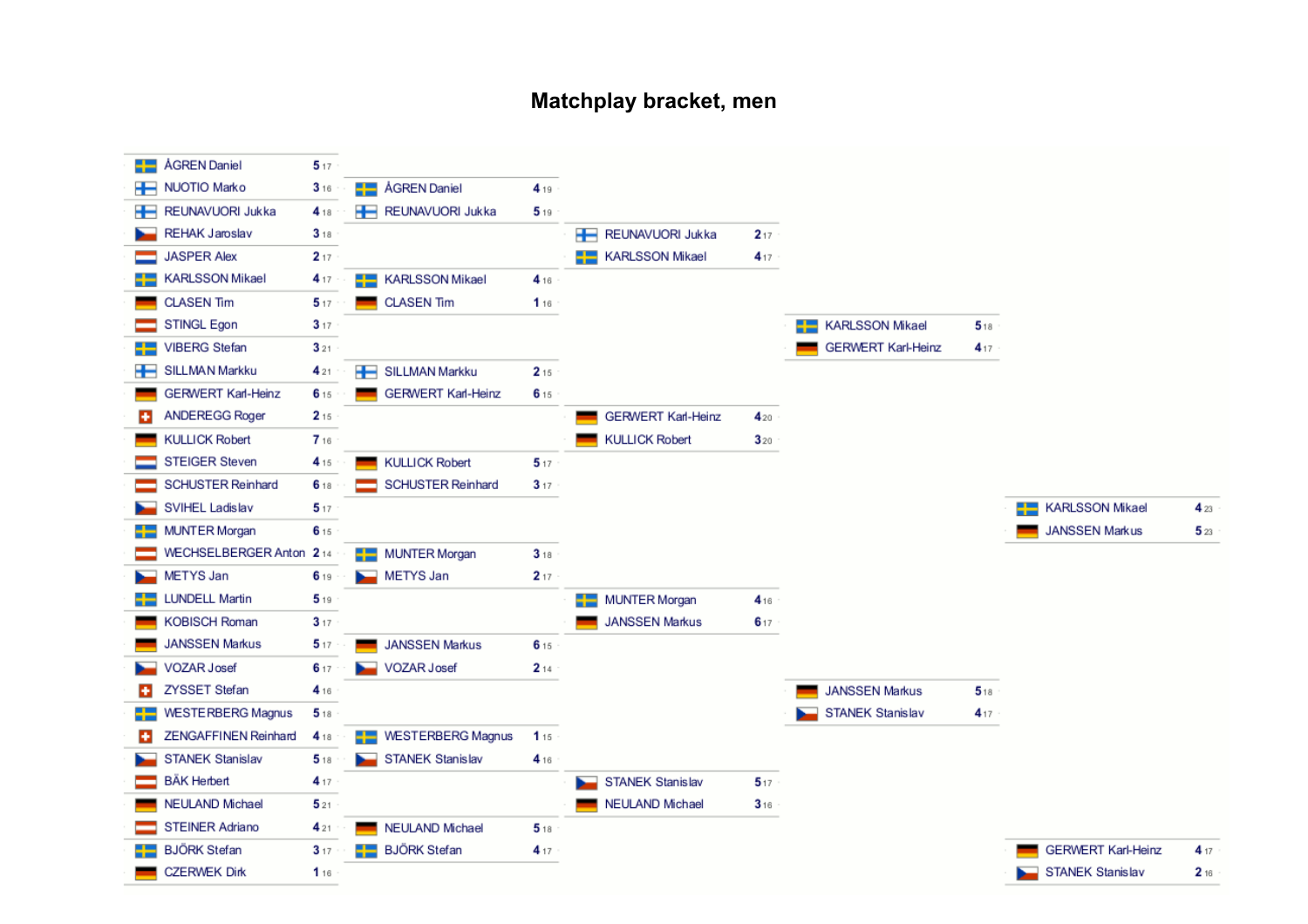# Matchplay bracket, men

## Round 1

| Player | Score | |
|---|---|---|
| ÅGREN Daniel | 5 | 17 |
| NUOTIO Marko | 3 | 16 |
| REUNAVUORI Jukka | 4 | 18 |
| REHAK Jaroslav | 3 | 18 |
| JASPER Alex | 2 | 17 |
| KARLSSON Mikael | 4 | 17 |
| CLASEN Tim | 5 | 17 |
| STINGL Egon | 3 | 17 |
| VIBERG Stefan | 3 | 21 |
| SILLMAN Markku | 4 | 21 |
| GERWERT Karl-Heinz | 6 | 15 |
| ANDEREGG Roger | 2 | 15 |
| KULLICK Robert | 7 | 16 |
| STEIGER Steven | 4 | 15 |
| SCHUSTER Reinhard | 6 | 18 |
| SVIHEL Ladislav | 5 | 17 |
| MUNTER Morgan | 6 | 15 |
| WECHSELBERGER Anton | 2 | 14 |
| METYS Jan | 6 | 19 |
| LUNDELL Martin | 5 | 19 |
| KOBISCH Roman | 3 | 17 |
| JANSSEN Markus | 5 | 17 |
| VOZAR Josef | 6 | 17 |
| ZYSSET Stefan | 4 | 16 |
| WESTERBERG Magnus | 5 | 18 |
| ZENGAFFINEN Reinhard | 4 | 18 |
| STANEK Stanislav | 5 | 18 |
| BÅK Herbert | 4 | 17 |
| NEULAND Michael | 5 | 21 |
| STEINER Adriano | 4 | 21 |
| BJÖRK Stefan | 3 | 17 |
| CZERWEK Dirk | 1 | 16 |

## Round 2

| Player | Score | |
|---|---|---|
| ÅGREN Daniel | 4 | 19 |
| REUNAVUORI Jukka | 5 | 19 |
| KARLSSON Mikael | 4 | 16 |
| CLASEN Tim | 1 | 16 |
| SILLMAN Markku | 2 | 15 |
| GERWERT Karl-Heinz | 6 | 15 |
| KULLICK Robert | 5 | 17 |
| SCHUSTER Reinhard | 3 | 17 |
| MUNTER Morgan | 3 | 18 |
| METYS Jan | 2 | 17 |
| JANSSEN Markus | 6 | 15 |
| VOZAR Josef | 2 | 14 |
| WESTERBERG Magnus | 1 | 15 |
| STANEK Stanislav | 4 | 16 |
| NEULAND Michael | 5 | 18 |
| BJÖRK Stefan | 4 | 17 |

## Quarterfinals

| Player | Score | |
|---|---|---|
| REUNAVUORI Jukka | 2 | 17 |
| KARLSSON Mikael | 4 | 17 |
| GERWERT Karl-Heinz | 4 | 20 |
| KULLICK Robert | 3 | 20 |
| MUNTER Morgan | 4 | 16 |
| JANSSEN Markus | 6 | 17 |
| STANEK Stanislav | 5 | 17 |
| NEULAND Michael | 3 | 16 |

## Semifinals

| Player | Score | |
|---|---|---|
| KARLSSON Mikael | 5 | 18 |
| GERWERT Karl-Heinz | 4 | 17 |
| JANSSEN Markus | 5 | 18 |
| STANEK Stanislav | 4 | 17 |

## Final

| Player | Score | |
|---|---|---|
| KARLSSON Mikael | 4 | 23 |
| JANSSEN Markus | 5 | 23 |

## Third place

| Player | Score | |
|---|---|---|
| GERWERT Karl-Heinz | 4 | 17 |
| STANEK Stanislav | 2 | 16 |